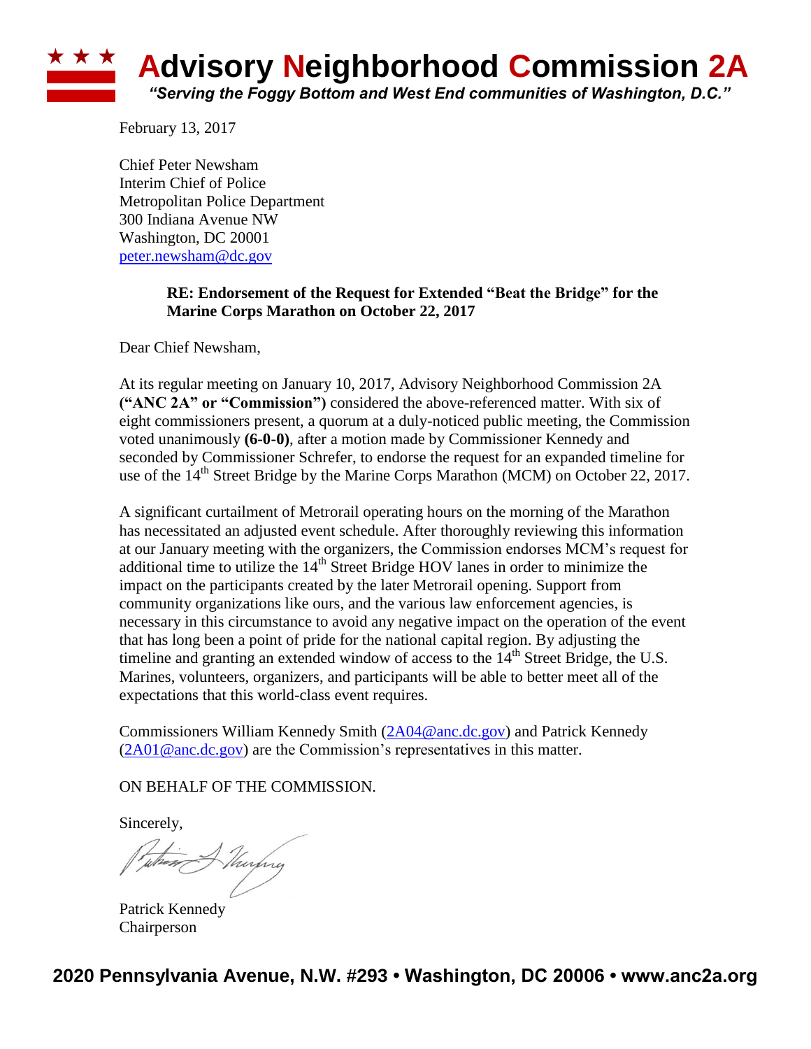# Advisory Neighborhood Commission 2A

*"Serving the Foggy Bottom and West End communities of Washington, D.C."*

February 13, 2017

Chief Peter Newsham
Interim Chief of Police
Metropolitan Police Department
300 Indiana Avenue NW
Washington, DC 20001
peter.newsham@dc.gov

**RE: Endorsement of the Request for Extended "Beat the Bridge" for the Marine Corps Marathon on October 22, 2017**

Dear Chief Newsham,

At its regular meeting on January 10, 2017, Advisory Neighborhood Commission 2A **("ANC 2A" or "Commission")** considered the above-referenced matter. With six of eight commissioners present, a quorum at a duly-noticed public meeting, the Commission voted unanimously **(6-0-0)**, after a motion made by Commissioner Kennedy and seconded by Commissioner Schrefer, to endorse the request for an expanded timeline for use of the 14th Street Bridge by the Marine Corps Marathon (MCM) on October 22, 2017.

A significant curtailment of Metrorail operating hours on the morning of the Marathon has necessitated an adjusted event schedule. After thoroughly reviewing this information at our January meeting with the organizers, the Commission endorses MCM's request for additional time to utilize the 14th Street Bridge HOV lanes in order to minimize the impact on the participants created by the later Metrorail opening. Support from community organizations like ours, and the various law enforcement agencies, is necessary in this circumstance to avoid any negative impact on the operation of the event that has long been a point of pride for the national capital region. By adjusting the timeline and granting an extended window of access to the 14th Street Bridge, the U.S. Marines, volunteers, organizers, and participants will be able to better meet all of the expectations that this world-class event requires.

Commissioners William Kennedy Smith (2A04@anc.dc.gov) and Patrick Kennedy (2A01@anc.dc.gov) are the Commission's representatives in this matter.

ON BEHALF OF THE COMMISSION.

Sincerely,

Patrick Kennedy
Chairperson

**2020 Pennsylvania Avenue, N.W. #293 • Washington, DC 20006 • www.anc2a.org**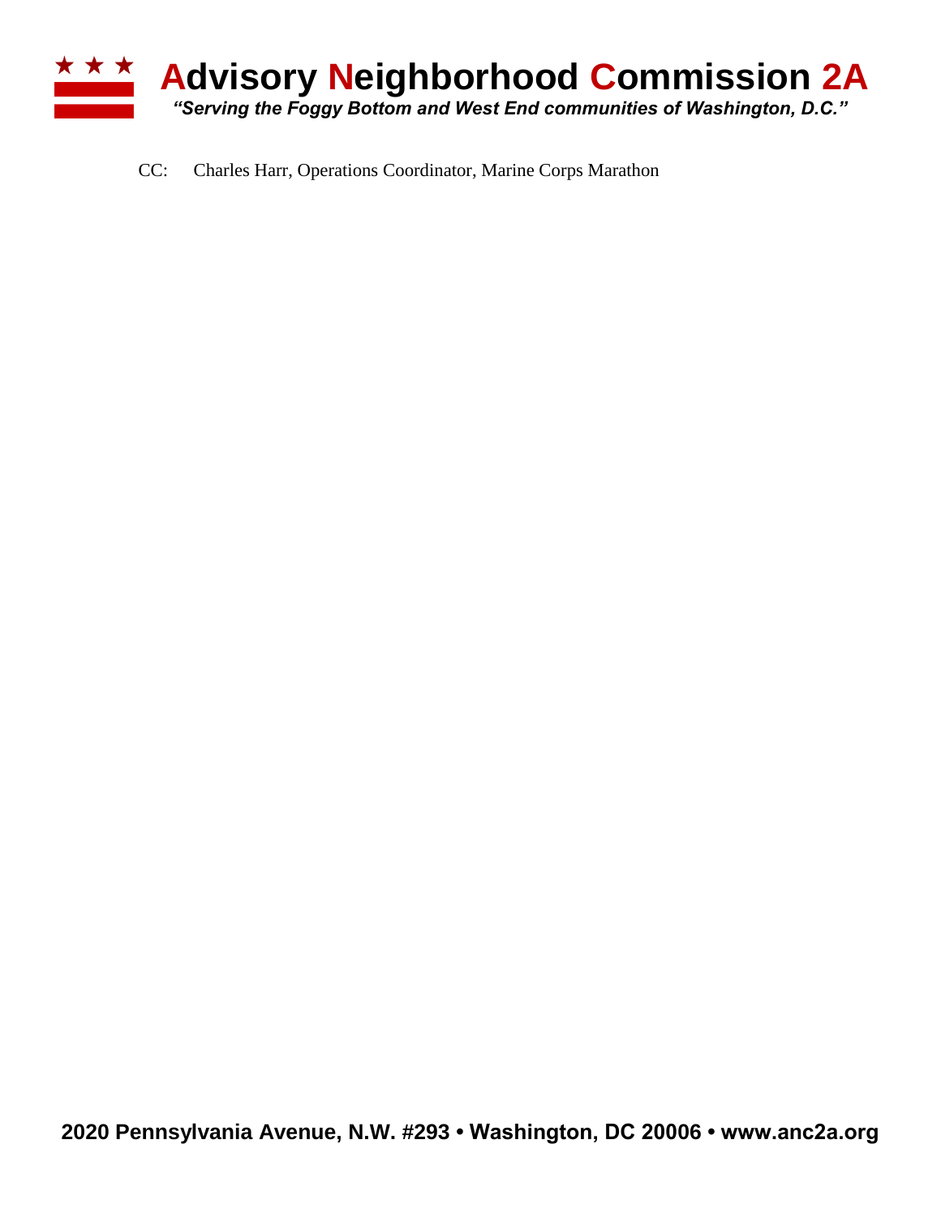CC: Charles Harr, Operations Coordinator, Marine Corps Marathon